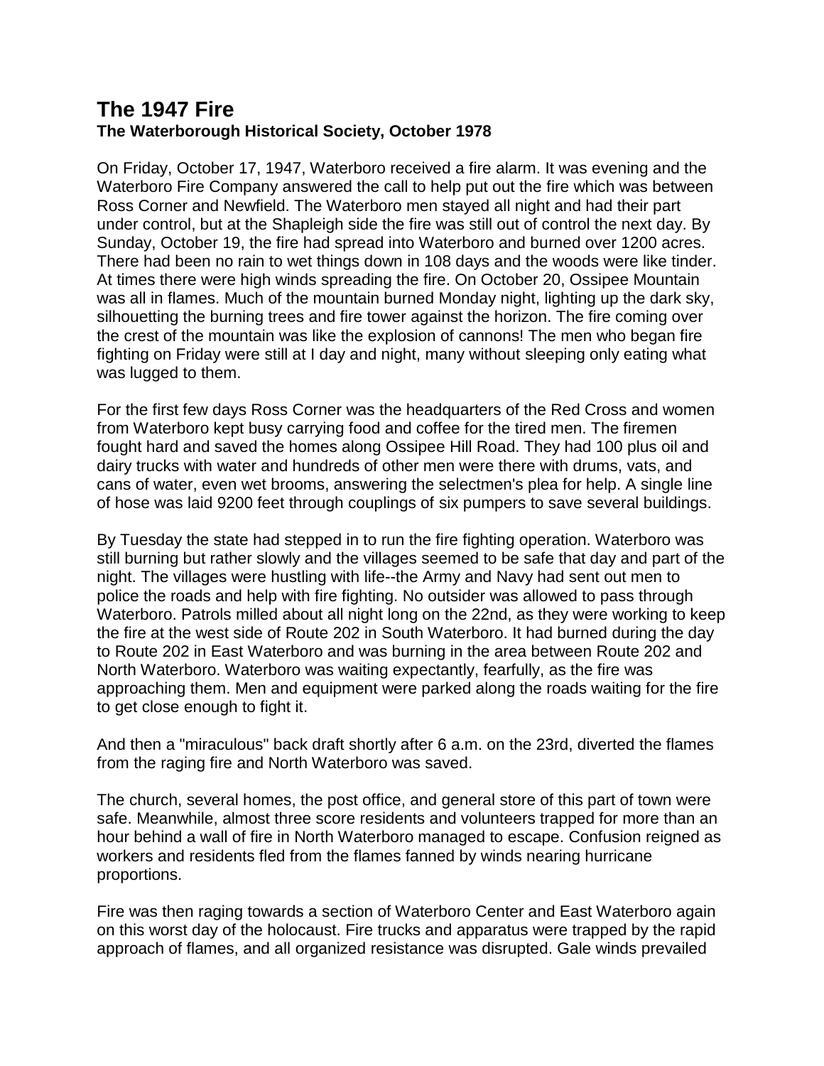# The 1947 Fire

**The Waterborough Historical Society, October 1978**

On Friday, October 17, 1947, Waterboro received a fire alarm. It was evening and the Waterboro Fire Company answered the call to help put out the fire which was between Ross Corner and Newfield. The Waterboro men stayed all night and had their part under control, but at the Shapleigh side the fire was still out of control the next day. By Sunday, October 19, the fire had spread into Waterboro and burned over 1200 acres. There had been no rain to wet things down in 108 days and the woods were like tinder. At times there were high winds spreading the fire. On October 20, Ossipee Mountain was all in flames. Much of the mountain burned Monday night, lighting up the dark sky, silhouetting the burning trees and fire tower against the horizon. The fire coming over the crest of the mountain was like the explosion of cannons! The men who began fire fighting on Friday were still at I day and night, many without sleeping only eating what was lugged to them.

For the first few days Ross Corner was the headquarters of the Red Cross and women from Waterboro kept busy carrying food and coffee for the tired men. The firemen fought hard and saved the homes along Ossipee Hill Road. They had 100 plus oil and dairy trucks with water and hundreds of other men were there with drums, vats, and cans of water, even wet brooms, answering the selectmen's plea for help. A single line of hose was laid 9200 feet through couplings of six pumpers to save several buildings.

By Tuesday the state had stepped in to run the fire fighting operation. Waterboro was still burning but rather slowly and the villages seemed to be safe that day and part of the night. The villages were hustling with life--the Army and Navy had sent out men to police the roads and help with fire fighting. No outsider was allowed to pass through Waterboro. Patrols milled about all night long on the 22nd, as they were working to keep the fire at the west side of Route 202 in South Waterboro. It had burned during the day to Route 202 in East Waterboro and was burning in the area between Route 202 and North Waterboro. Waterboro was waiting expectantly, fearfully, as the fire was approaching them. Men and equipment were parked along the roads waiting for the fire to get close enough to fight it.

And then a "miraculous" back draft shortly after 6 a.m. on the 23rd, diverted the flames from the raging fire and North Waterboro was saved.

The church, several homes, the post office, and general store of this part of town were safe. Meanwhile, almost three score residents and volunteers trapped for more than an hour behind a wall of fire in North Waterboro managed to escape. Confusion reigned as workers and residents fled from the flames fanned by winds nearing hurricane proportions.

Fire was then raging towards a section of Waterboro Center and East Waterboro again on this worst day of the holocaust. Fire trucks and apparatus were trapped by the rapid approach of flames, and all organized resistance was disrupted. Gale winds prevailed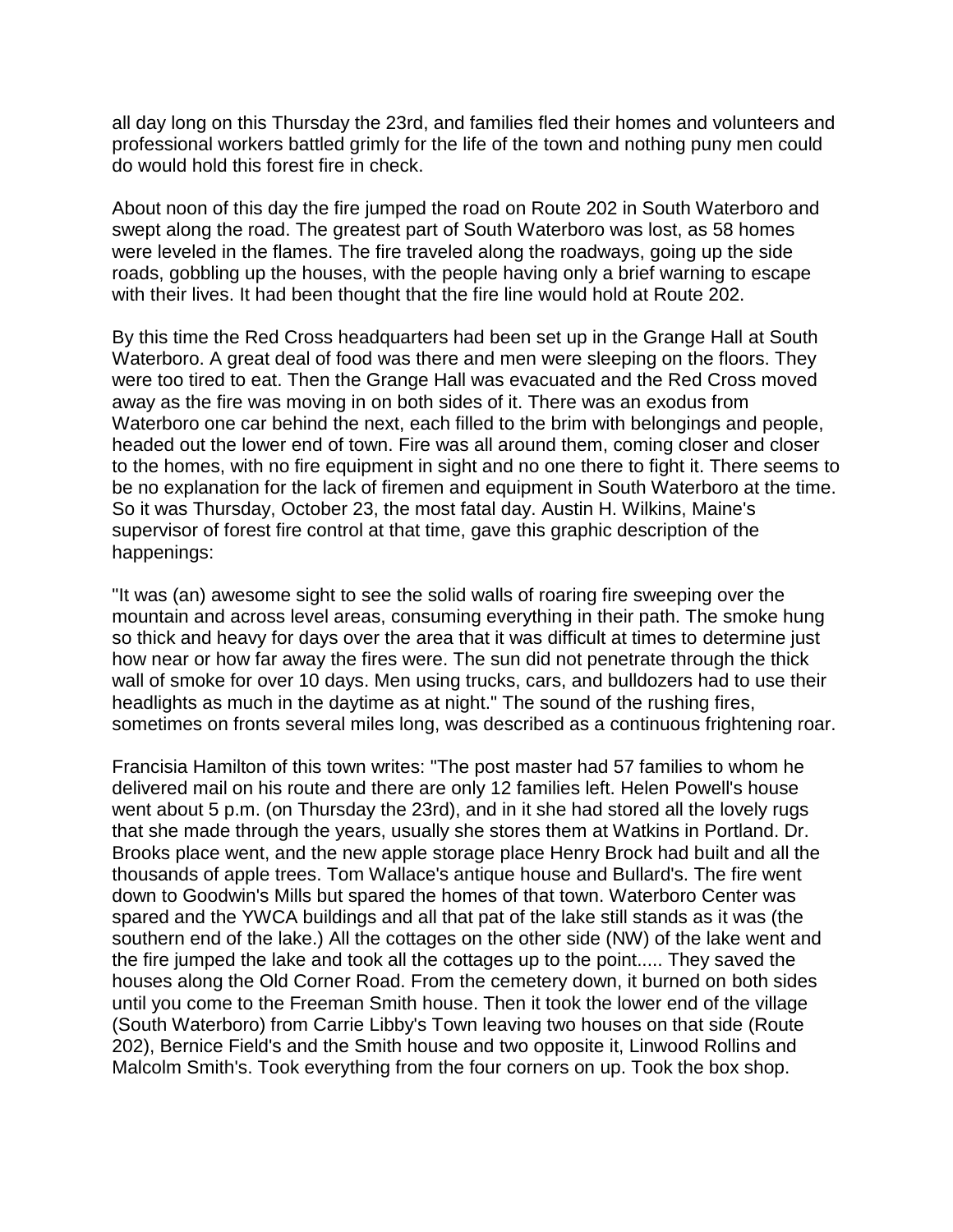all day long on this Thursday the 23rd, and families fled their homes and volunteers and professional workers battled grimly for the life of the town and nothing puny men could do would hold this forest fire in check.

About noon of this day the fire jumped the road on Route 202 in South Waterboro and swept along the road. The greatest part of South Waterboro was lost, as 58 homes were leveled in the flames. The fire traveled along the roadways, going up the side roads, gobbling up the houses, with the people having only a brief warning to escape with their lives. It had been thought that the fire line would hold at Route 202.

By this time the Red Cross headquarters had been set up in the Grange Hall at South Waterboro. A great deal of food was there and men were sleeping on the floors. They were too tired to eat. Then the Grange Hall was evacuated and the Red Cross moved away as the fire was moving in on both sides of it. There was an exodus from Waterboro one car behind the next, each filled to the brim with belongings and people, headed out the lower end of town. Fire was all around them, coming closer and closer to the homes, with no fire equipment in sight and no one there to fight it. There seems to be no explanation for the lack of firemen and equipment in South Waterboro at the time. So it was Thursday, October 23, the most fatal day. Austin H. Wilkins, Maine's supervisor of forest fire control at that time, gave this graphic description of the happenings:

"It was (an) awesome sight to see the solid walls of roaring fire sweeping over the mountain and across level areas, consuming everything in their path. The smoke hung so thick and heavy for days over the area that it was difficult at times to determine just how near or how far away the fires were. The sun did not penetrate through the thick wall of smoke for over 10 days. Men using trucks, cars, and bulldozers had to use their headlights as much in the daytime as at night." The sound of the rushing fires, sometimes on fronts several miles long, was described as a continuous frightening roar.

Francisia Hamilton of this town writes: "The post master had 57 families to whom he delivered mail on his route and there are only 12 families left. Helen Powell's house went about 5 p.m. (on Thursday the 23rd), and in it she had stored all the lovely rugs that she made through the years, usually she stores them at Watkins in Portland. Dr. Brooks place went, and the new apple storage place Henry Brock had built and all the thousands of apple trees. Tom Wallace's antique house and Bullard's. The fire went down to Goodwin's Mills but spared the homes of that town. Waterboro Center was spared and the YWCA buildings and all that pat of the lake still stands as it was (the southern end of the lake.) All the cottages on the other side (NW) of the lake went and the fire jumped the lake and took all the cottages up to the point..... They saved the houses along the Old Corner Road. From the cemetery down, it burned on both sides until you come to the Freeman Smith house. Then it took the lower end of the village (South Waterboro) from Carrie Libby's Town leaving two houses on that side (Route 202), Bernice Field's and the Smith house and two opposite it, Linwood Rollins and Malcolm Smith's. Took everything from the four corners on up. Took the box shop.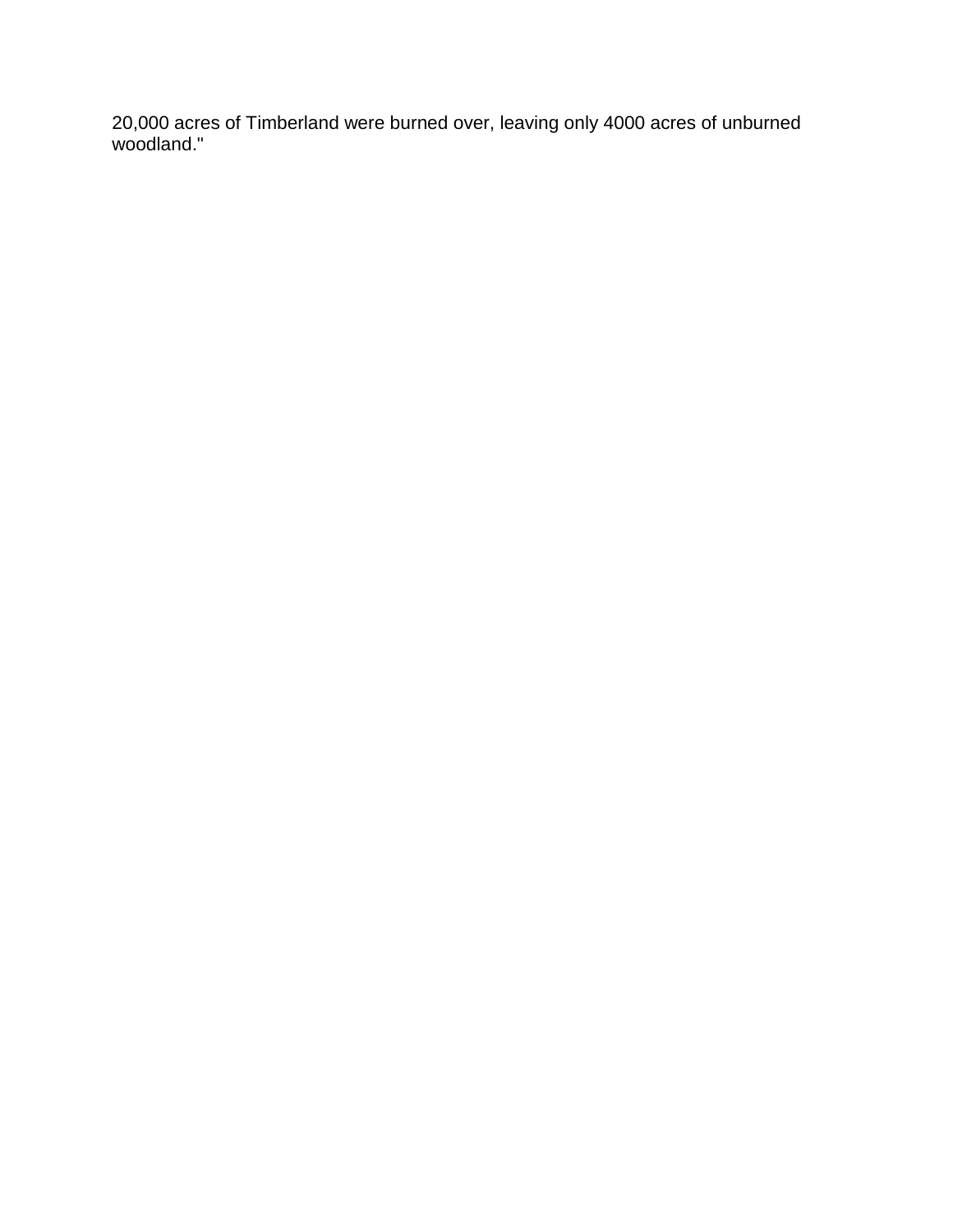20,000 acres of Timberland were burned over, leaving only 4000 acres of unburned woodland."